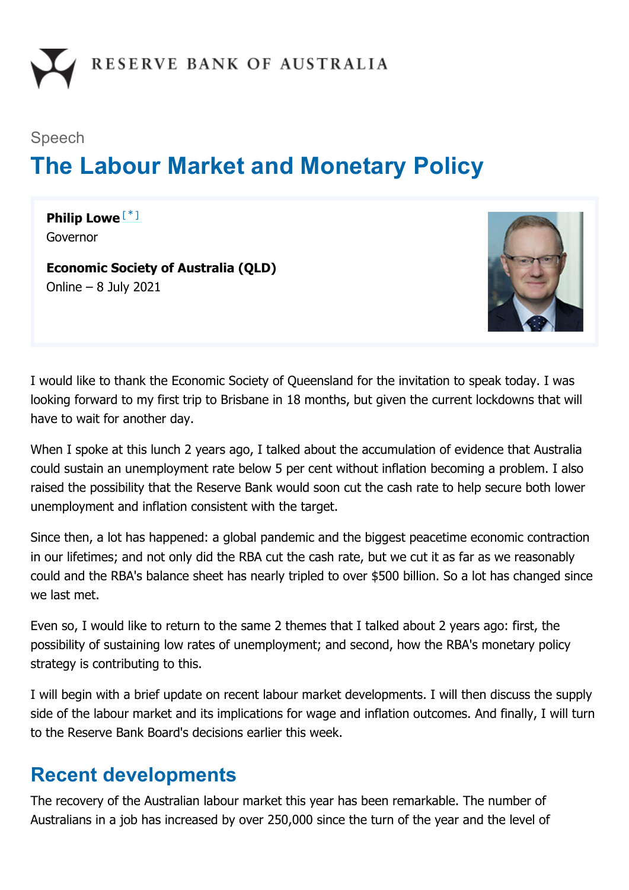RESERVE BANK OF AUSTRALIA

Speech

# The Labour Market and Monetary Policy

**Philip Lowe** [*]
Governor

**Economic Society of Australia (QLD)**
Online – 8 July 2021

I would like to thank the Economic Society of Queensland for the invitation to speak today. I was looking forward to my first trip to Brisbane in 18 months, but given the current lockdowns that will have to wait for another day.

When I spoke at this lunch 2 years ago, I talked about the accumulation of evidence that Australia could sustain an unemployment rate below 5 per cent without inflation becoming a problem. I also raised the possibility that the Reserve Bank would soon cut the cash rate to help secure both lower unemployment and inflation consistent with the target.

Since then, a lot has happened: a global pandemic and the biggest peacetime economic contraction in our lifetimes; and not only did the RBA cut the cash rate, but we cut it as far as we reasonably could and the RBA's balance sheet has nearly tripled to over $500 billion. So a lot has changed since we last met.

Even so, I would like to return to the same 2 themes that I talked about 2 years ago: first, the possibility of sustaining low rates of unemployment; and second, how the RBA's monetary policy strategy is contributing to this.

I will begin with a brief update on recent labour market developments. I will then discuss the supply side of the labour market and its implications for wage and inflation outcomes. And finally, I will turn to the Reserve Bank Board's decisions earlier this week.

## Recent developments

The recovery of the Australian labour market this year has been remarkable. The number of Australians in a job has increased by over 250,000 since the turn of the year and the level of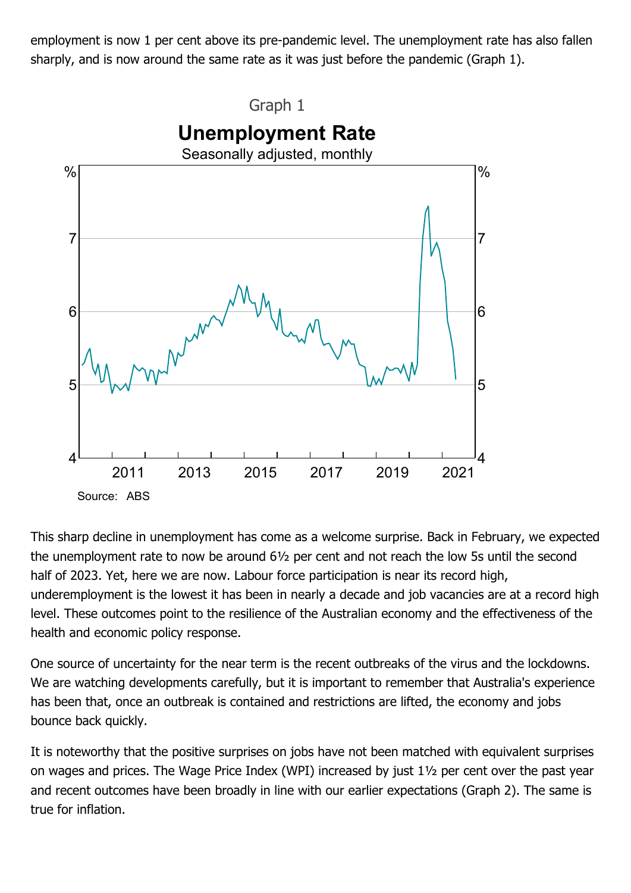employment is now 1 per cent above its pre-pandemic level. The unemployment rate has also fallen sharply, and is now around the same rate as it was just before the pandemic (Graph 1).

Graph 1

**Unemployment Rate**

Seasonally adjusted, monthly

Source: ABS

This sharp decline in unemployment has come as a welcome surprise. Back in February, we expected the unemployment rate to now be around 6½ per cent and not reach the low 5s until the second half of 2023. Yet, here we are now. Labour force participation is near its record high, underemployment is the lowest it has been in nearly a decade and job vacancies are at a record high level. These outcomes point to the resilience of the Australian economy and the effectiveness of the health and economic policy response.

One source of uncertainty for the near term is the recent outbreaks of the virus and the lockdowns. We are watching developments carefully, but it is important to remember that Australia's experience has been that, once an outbreak is contained and restrictions are lifted, the economy and jobs bounce back quickly.

It is noteworthy that the positive surprises on jobs have not been matched with equivalent surprises on wages and prices. The Wage Price Index (WPI) increased by just 1½ per cent over the past year and recent outcomes have been broadly in line with our earlier expectations (Graph 2). The same is true for inflation.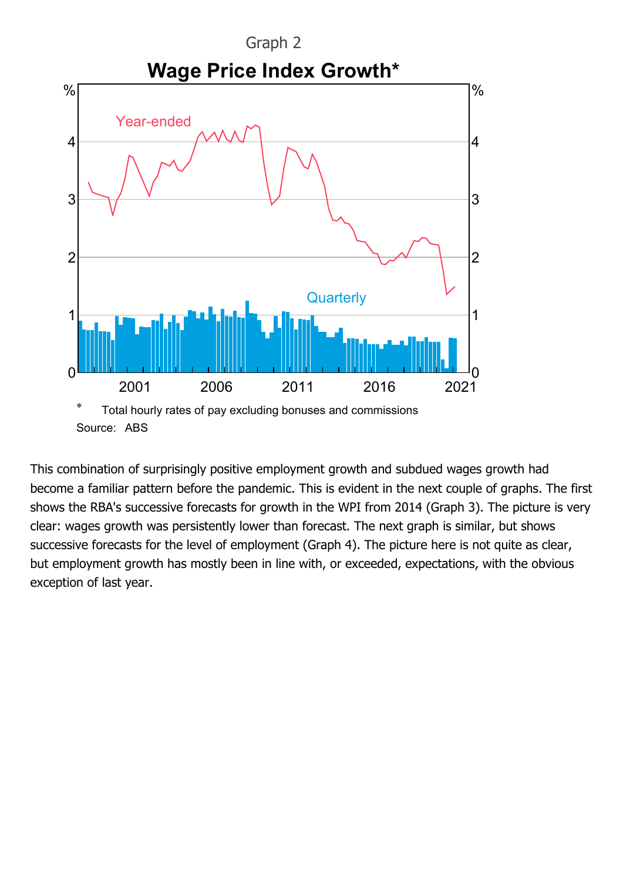Graph 2

**Wage Price Index Growth***

\* Total hourly rates of pay excluding bonuses and commissions

Source: ABS

This combination of surprisingly positive employment growth and subdued wages growth had become a familiar pattern before the pandemic. This is evident in the next couple of graphs. The first shows the RBA's successive forecasts for growth in the WPI from 2014 (Graph 3). The picture is very clear: wages growth was persistently lower than forecast. The next graph is similar, but shows successive forecasts for the level of employment (Graph 4). The picture here is not quite as clear, but employment growth has mostly been in line with, or exceeded, expectations, with the obvious exception of last year.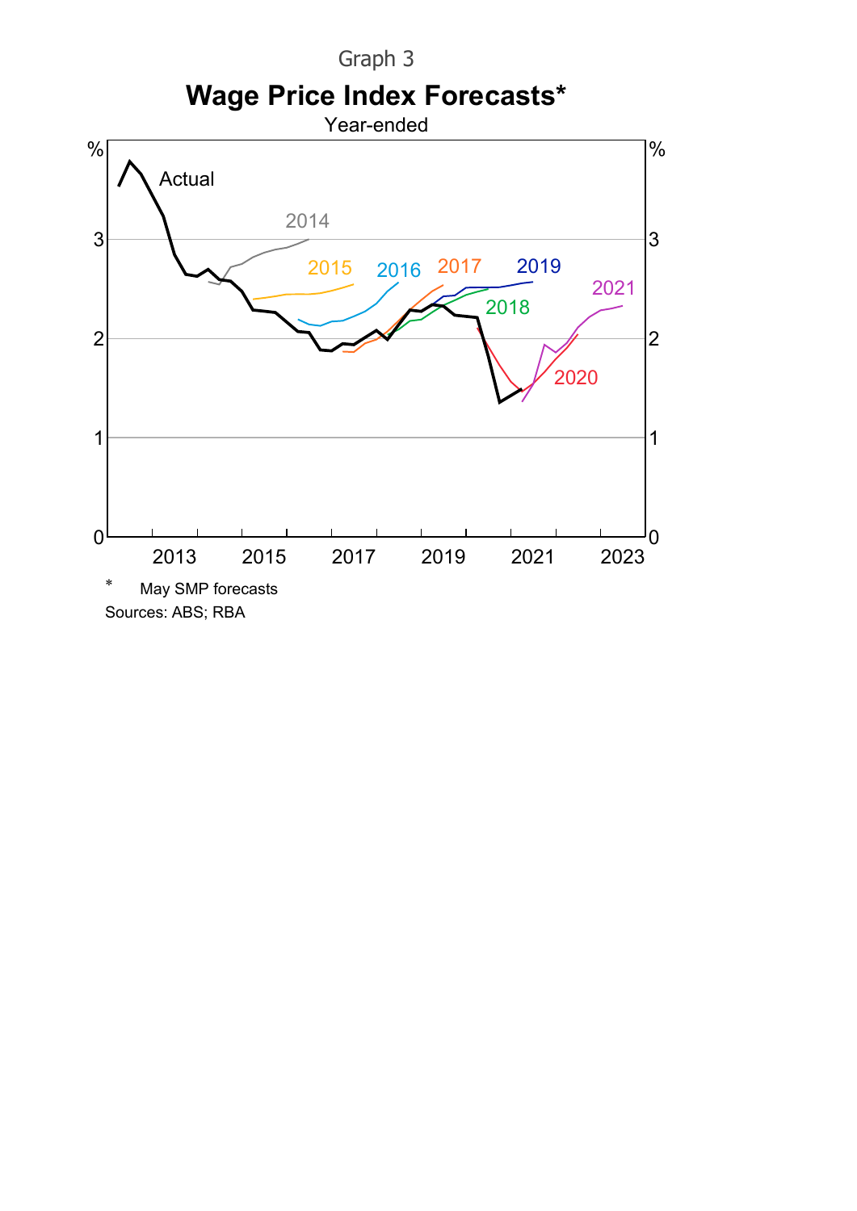Graph 3

**Wage Price Index Forecasts***

Year-ended

\* May SMP forecasts

Sources: ABS; RBA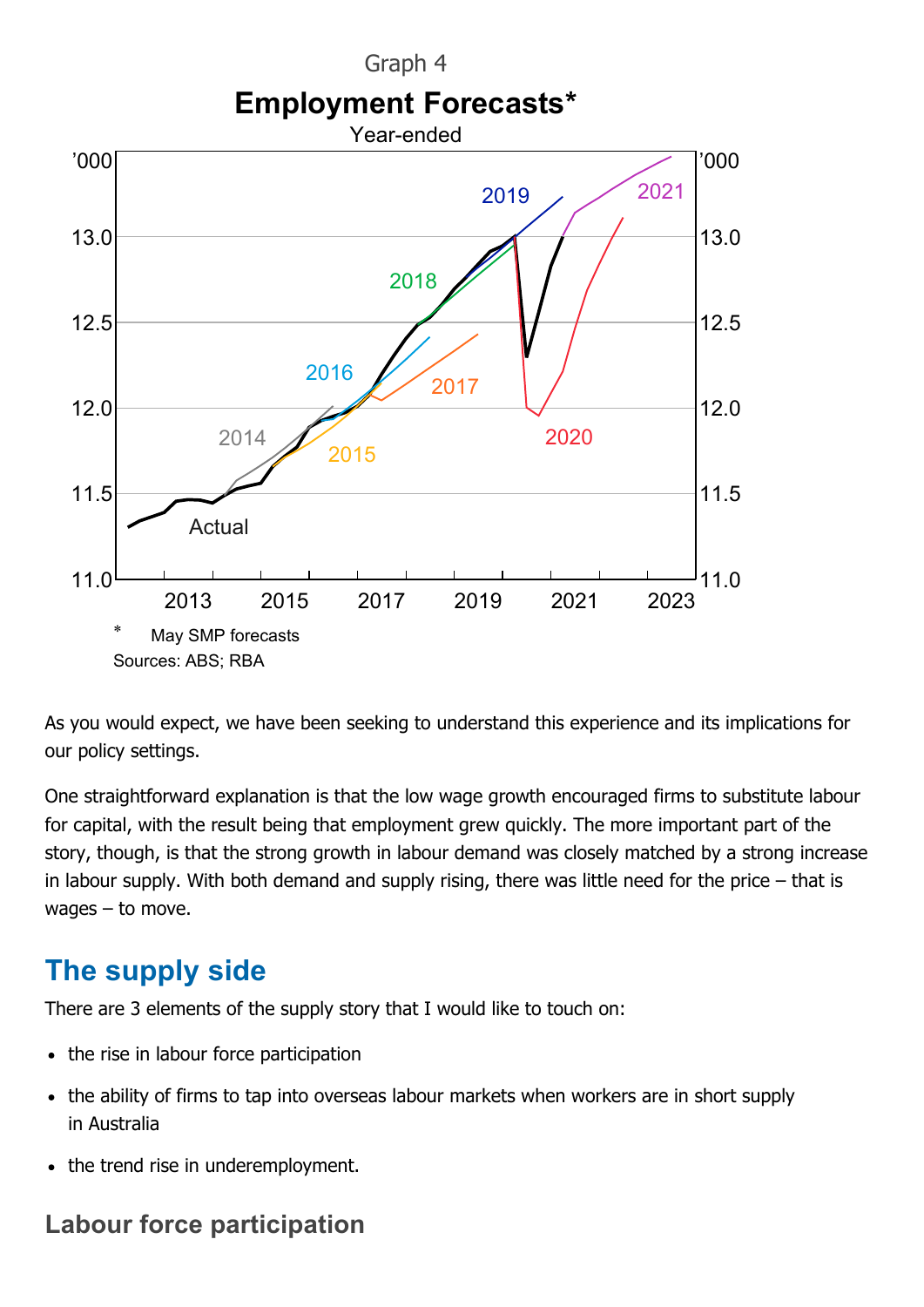Graph 4

**Employment Forecasts***

Year-ended

\* May SMP forecasts

Sources: ABS; RBA

As you would expect, we have been seeking to understand this experience and its implications for our policy settings.

One straightforward explanation is that the low wage growth encouraged firms to substitute labour for capital, with the result being that employment grew quickly. The more important part of the story, though, is that the strong growth in labour demand was closely matched by a strong increase in labour supply. With both demand and supply rising, there was little need for the price – that is wages – to move.

## The supply side

There are 3 elements of the supply story that I would like to touch on:

- the rise in labour force participation
- the ability of firms to tap into overseas labour markets when workers are in short supply in Australia
- the trend rise in underemployment.

### Labour force participation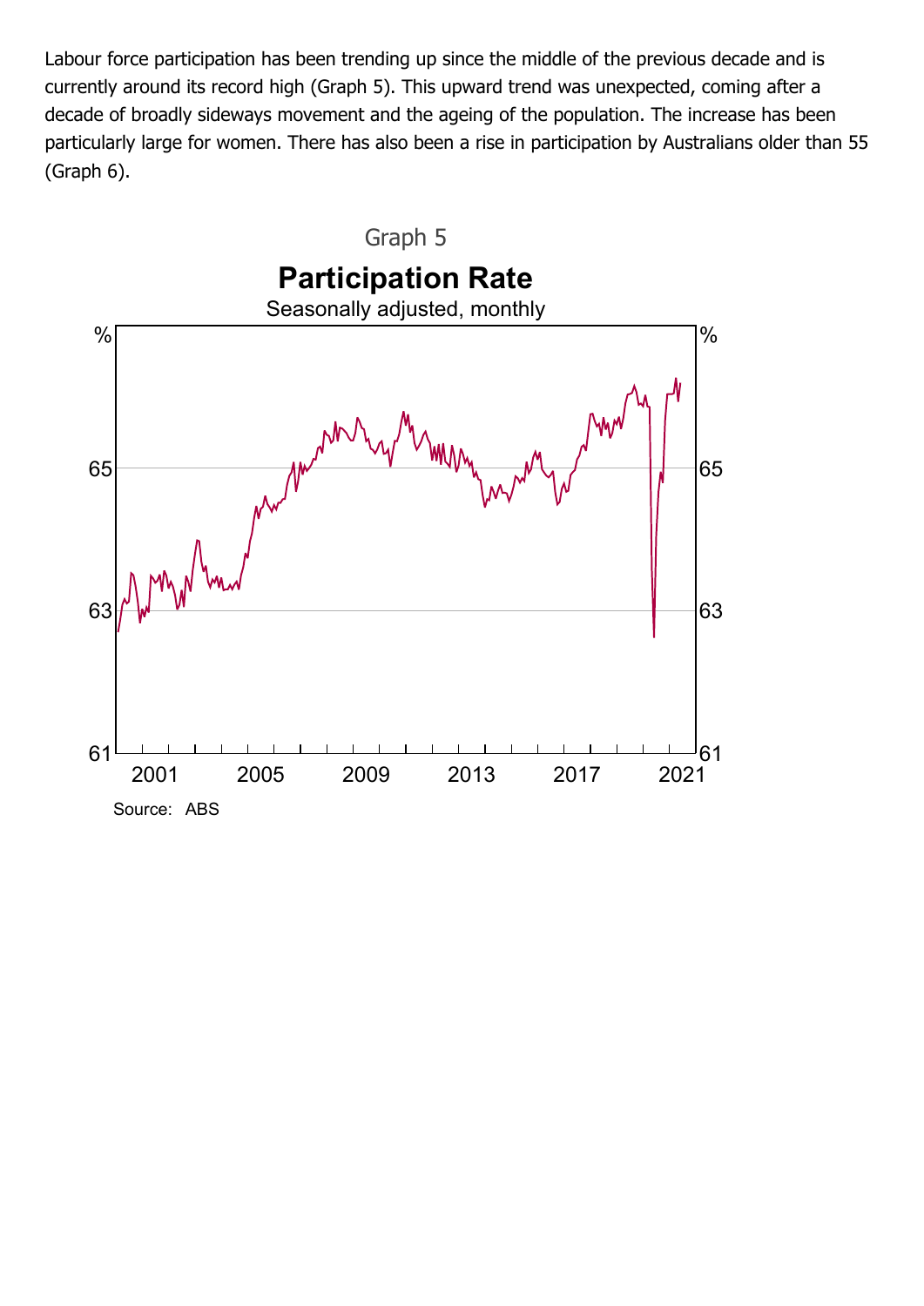Labour force participation has been trending up since the middle of the previous decade and is currently around its record high (Graph 5). This upward trend was unexpected, coming after a decade of broadly sideways movement and the ageing of the population. The increase has been particularly large for women. There has also been a rise in participation by Australians older than 55 (Graph 6).

Graph 5

**Participation Rate**

Seasonally adjusted, monthly

Source: ABS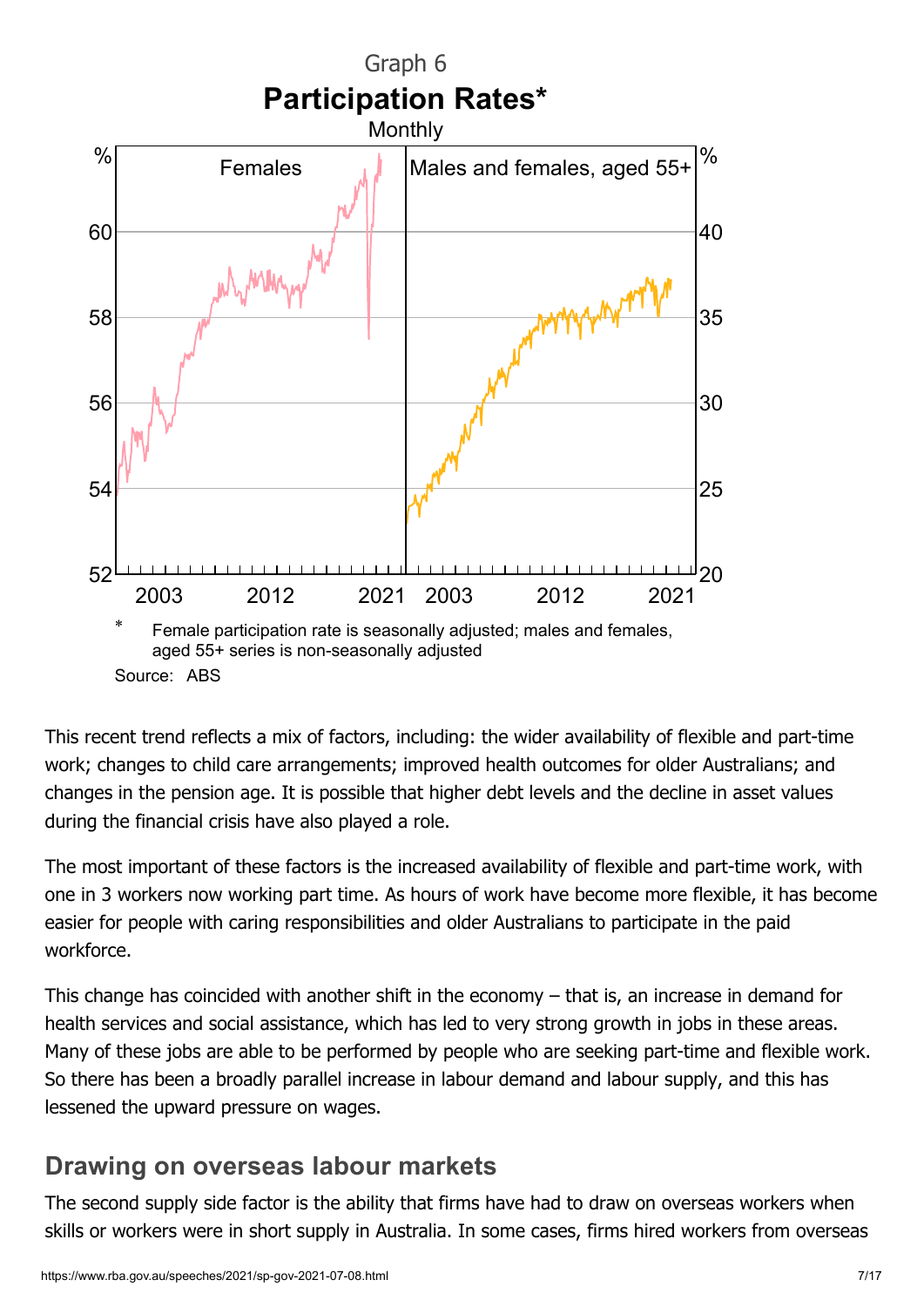Graph 6

**Participation Rates***

Monthly

* Female participation rate is seasonally adjusted; males and females, aged 55+ series is non-seasonally adjusted

Source: ABS

This recent trend reflects a mix of factors, including: the wider availability of flexible and part-time work; changes to child care arrangements; improved health outcomes for older Australians; and changes in the pension age. It is possible that higher debt levels and the decline in asset values during the financial crisis have also played a role.

The most important of these factors is the increased availability of flexible and part-time work, with one in 3 workers now working part time. As hours of work have become more flexible, it has become easier for people with caring responsibilities and older Australians to participate in the paid workforce.

This change has coincided with another shift in the economy – that is, an increase in demand for health services and social assistance, which has led to very strong growth in jobs in these areas. Many of these jobs are able to be performed by people who are seeking part-time and flexible work. So there has been a broadly parallel increase in labour demand and labour supply, and this has lessened the upward pressure on wages.

## Drawing on overseas labour markets

The second supply side factor is the ability that firms have had to draw on overseas workers when skills or workers were in short supply in Australia. In some cases, firms hired workers from overseas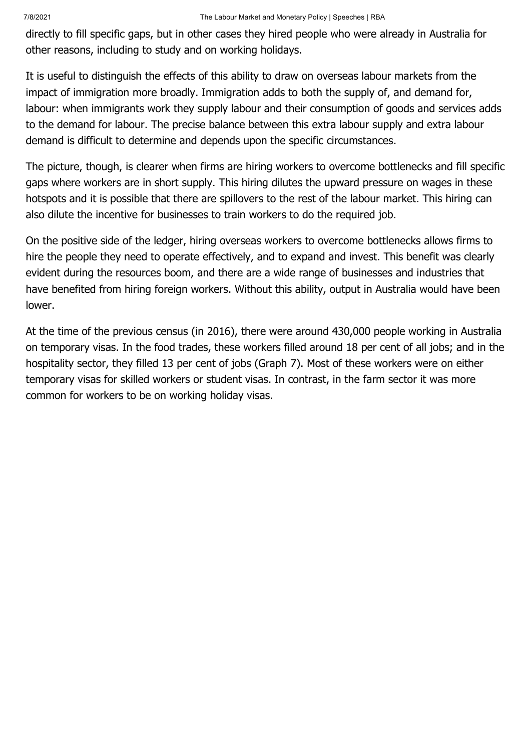directly to fill specific gaps, but in other cases they hired people who were already in Australia for other reasons, including to study and on working holidays.

It is useful to distinguish the effects of this ability to draw on overseas labour markets from the impact of immigration more broadly. Immigration adds to both the supply of, and demand for, labour: when immigrants work they supply labour and their consumption of goods and services adds to the demand for labour. The precise balance between this extra labour supply and extra labour demand is difficult to determine and depends upon the specific circumstances.

The picture, though, is clearer when firms are hiring workers to overcome bottlenecks and fill specific gaps where workers are in short supply. This hiring dilutes the upward pressure on wages in these hotspots and it is possible that there are spillovers to the rest of the labour market. This hiring can also dilute the incentive for businesses to train workers to do the required job.

On the positive side of the ledger, hiring overseas workers to overcome bottlenecks allows firms to hire the people they need to operate effectively, and to expand and invest. This benefit was clearly evident during the resources boom, and there are a wide range of businesses and industries that have benefited from hiring foreign workers. Without this ability, output in Australia would have been lower.

At the time of the previous census (in 2016), there were around 430,000 people working in Australia on temporary visas. In the food trades, these workers filled around 18 per cent of all jobs; and in the hospitality sector, they filled 13 per cent of jobs (Graph 7). Most of these workers were on either temporary visas for skilled workers or student visas. In contrast, in the farm sector it was more common for workers to be on working holiday visas.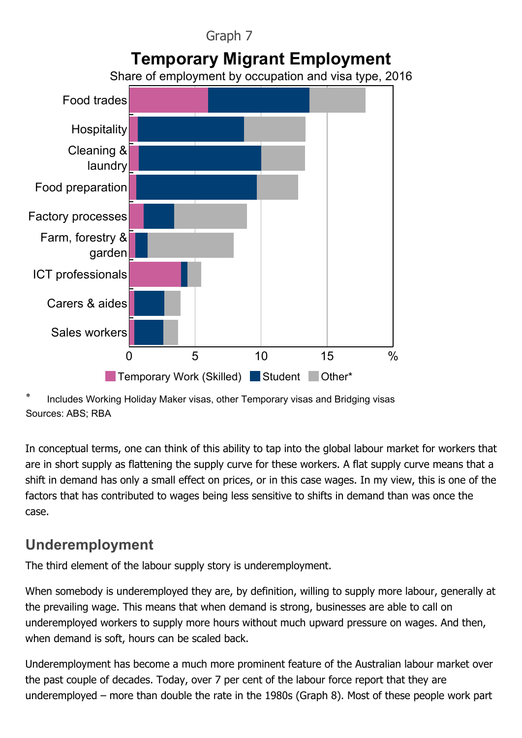Graph 7

**Temporary Migrant Employment**

Share of employment by occupation and visa type, 2016

\* Includes Working Holiday Maker visas, other Temporary visas and Bridging visas

Sources: ABS; RBA

In conceptual terms, one can think of this ability to tap into the global labour market for workers that are in short supply as flattening the supply curve for these workers. A flat supply curve means that a shift in demand has only a small effect on prices, or in this case wages. In my view, this is one of the factors that has contributed to wages being less sensitive to shifts in demand than was once the case.

## Underemployment

The third element of the labour supply story is underemployment.

When somebody is underemployed they are, by definition, willing to supply more labour, generally at the prevailing wage. This means that when demand is strong, businesses are able to call on underemployed workers to supply more hours without much upward pressure on wages. And then, when demand is soft, hours can be scaled back.

Underemployment has become a much more prominent feature of the Australian labour market over the past couple of decades. Today, over 7 per cent of the labour force report that they are underemployed – more than double the rate in the 1980s (Graph 8). Most of these people work part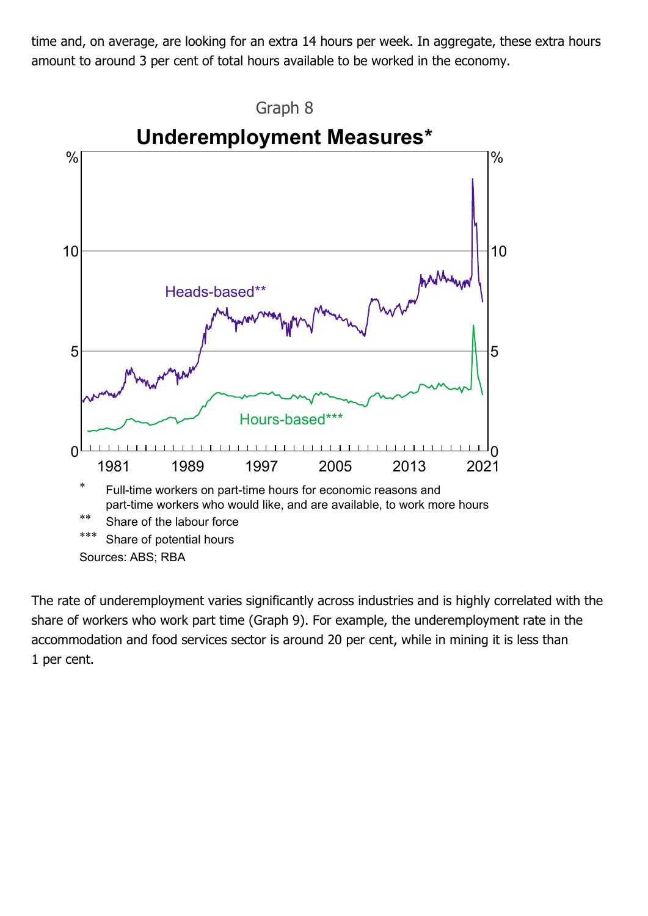time and, on average, are looking for an extra 14 hours per week. In aggregate, these extra hours amount to around 3 per cent of total hours available to be worked in the economy.

Graph 8

**Underemployment Measures***

\* Full-time workers on part-time hours for economic reasons and part-time workers who would like, and are available, to work more hours

\*\* Share of the labour force

\*\*\* Share of potential hours

Sources: ABS; RBA

The rate of underemployment varies significantly across industries and is highly correlated with the share of workers who work part time (Graph 9). For example, the underemployment rate in the accommodation and food services sector is around 20 per cent, while in mining it is less than 1 per cent.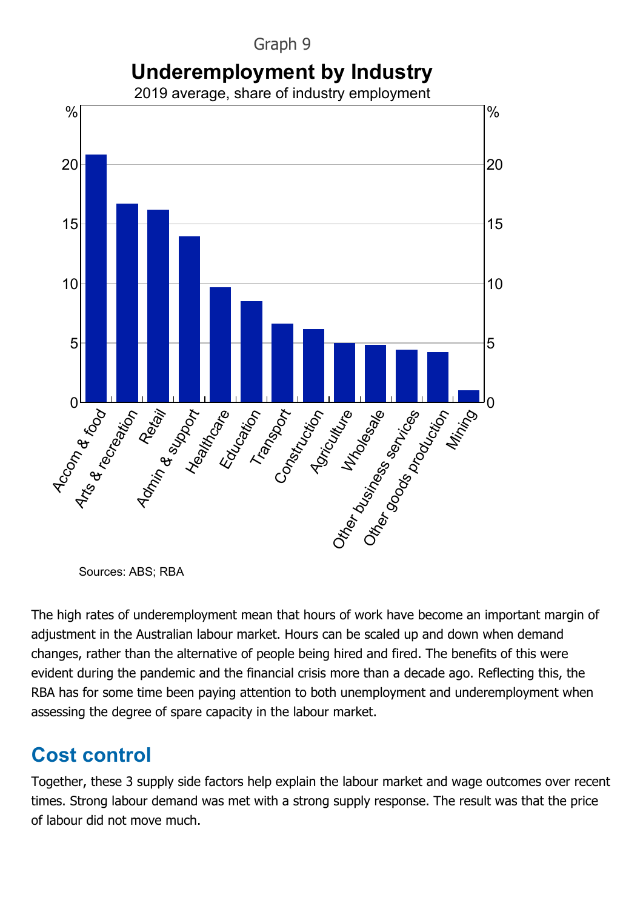Graph 9

**Underemployment by Industry**

2019 average, share of industry employment

Sources: ABS; RBA

The high rates of underemployment mean that hours of work have become an important margin of adjustment in the Australian labour market. Hours can be scaled up and down when demand changes, rather than the alternative of people being hired and fired. The benefits of this were evident during the pandemic and the financial crisis more than a decade ago. Reflecting this, the RBA has for some time been paying attention to both unemployment and underemployment when assessing the degree of spare capacity in the labour market.

## Cost control

Together, these 3 supply side factors help explain the labour market and wage outcomes over recent times. Strong labour demand was met with a strong supply response. The result was that the price of labour did not move much.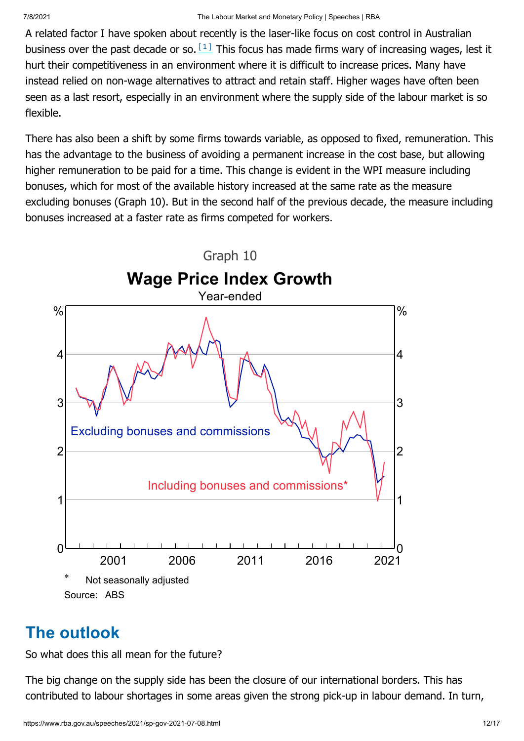A related factor I have spoken about recently is the laser-like focus on cost control in Australian business over the past decade or so.[1] This focus has made firms wary of increasing wages, lest it hurt their competitiveness in an environment where it is difficult to increase prices. Many have instead relied on non-wage alternatives to attract and retain staff. Higher wages have often been seen as a last resort, especially in an environment where the supply side of the labour market is so flexible.

There has also been a shift by some firms towards variable, as opposed to fixed, remuneration. This has the advantage to the business of avoiding a permanent increase in the cost base, but allowing higher remuneration to be paid for a time. This change is evident in the WPI measure including bonuses, which for most of the available history increased at the same rate as the measure excluding bonuses (Graph 10). But in the second half of the previous decade, the measure including bonuses increased at a faster rate as firms competed for workers.

Graph 10

**Wage Price Index Growth**

Year-ended

Excluding bonuses and commissions

Including bonuses and commissions*

\* Not seasonally adjusted

Source: ABS

## The outlook

So what does this all mean for the future?

The big change on the supply side has been the closure of our international borders. This has contributed to labour shortages in some areas given the strong pick-up in labour demand. In turn,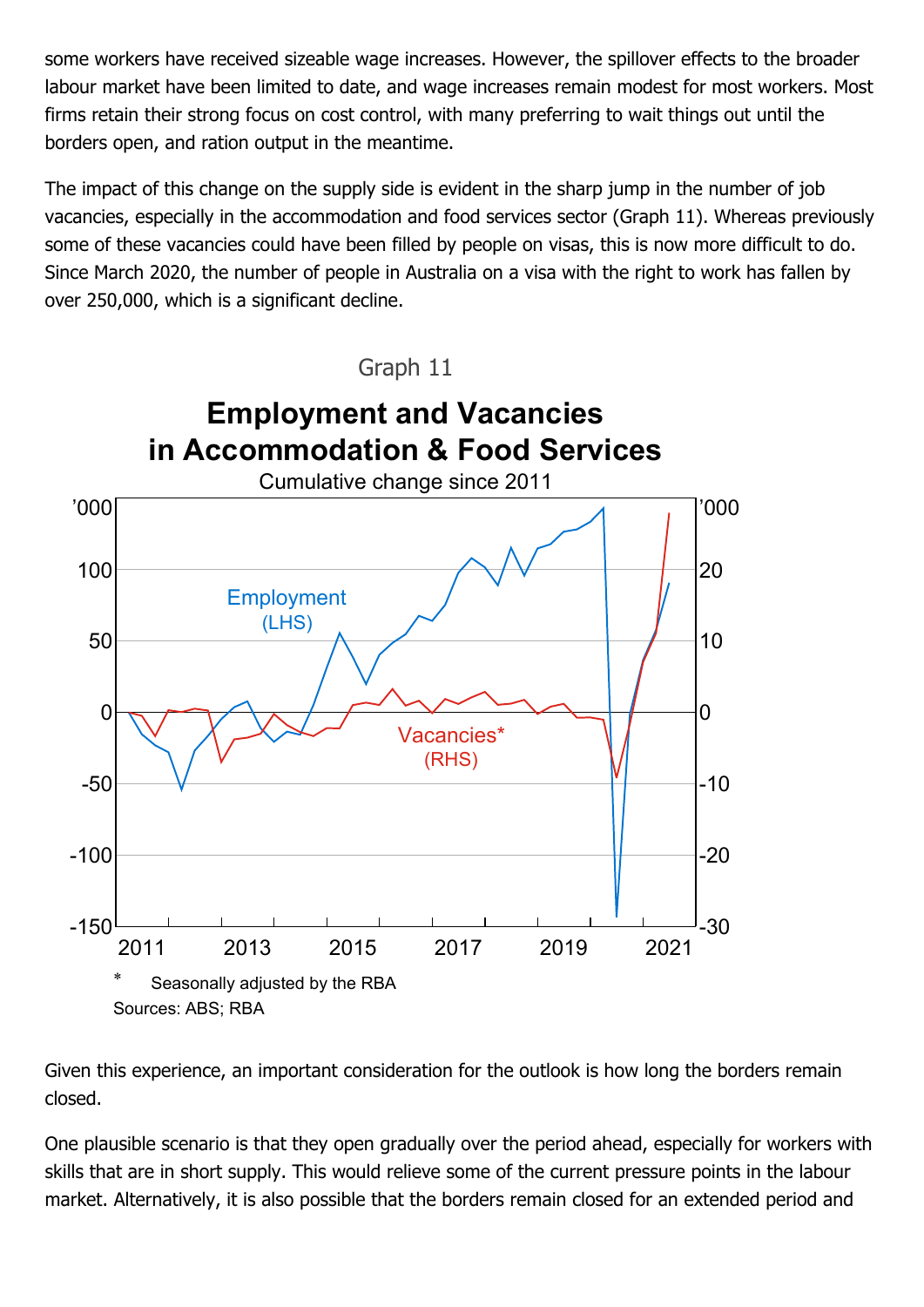some workers have received sizeable wage increases. However, the spillover effects to the broader labour market have been limited to date, and wage increases remain modest for most workers. Most firms retain their strong focus on cost control, with many preferring to wait things out until the borders open, and ration output in the meantime.

The impact of this change on the supply side is evident in the sharp jump in the number of job vacancies, especially in the accommodation and food services sector (Graph 11). Whereas previously some of these vacancies could have been filled by people on visas, this is now more difficult to do. Since March 2020, the number of people in Australia on a visa with the right to work has fallen by over 250,000, which is a significant decline.

Graph 11

**Employment and Vacancies in Accommodation & Food Services**

Cumulative change since 2011

\* Seasonally adjusted by the RBA

Sources: ABS; RBA

Given this experience, an important consideration for the outlook is how long the borders remain closed.

One plausible scenario is that they open gradually over the period ahead, especially for workers with skills that are in short supply. This would relieve some of the current pressure points in the labour market. Alternatively, it is also possible that the borders remain closed for an extended period and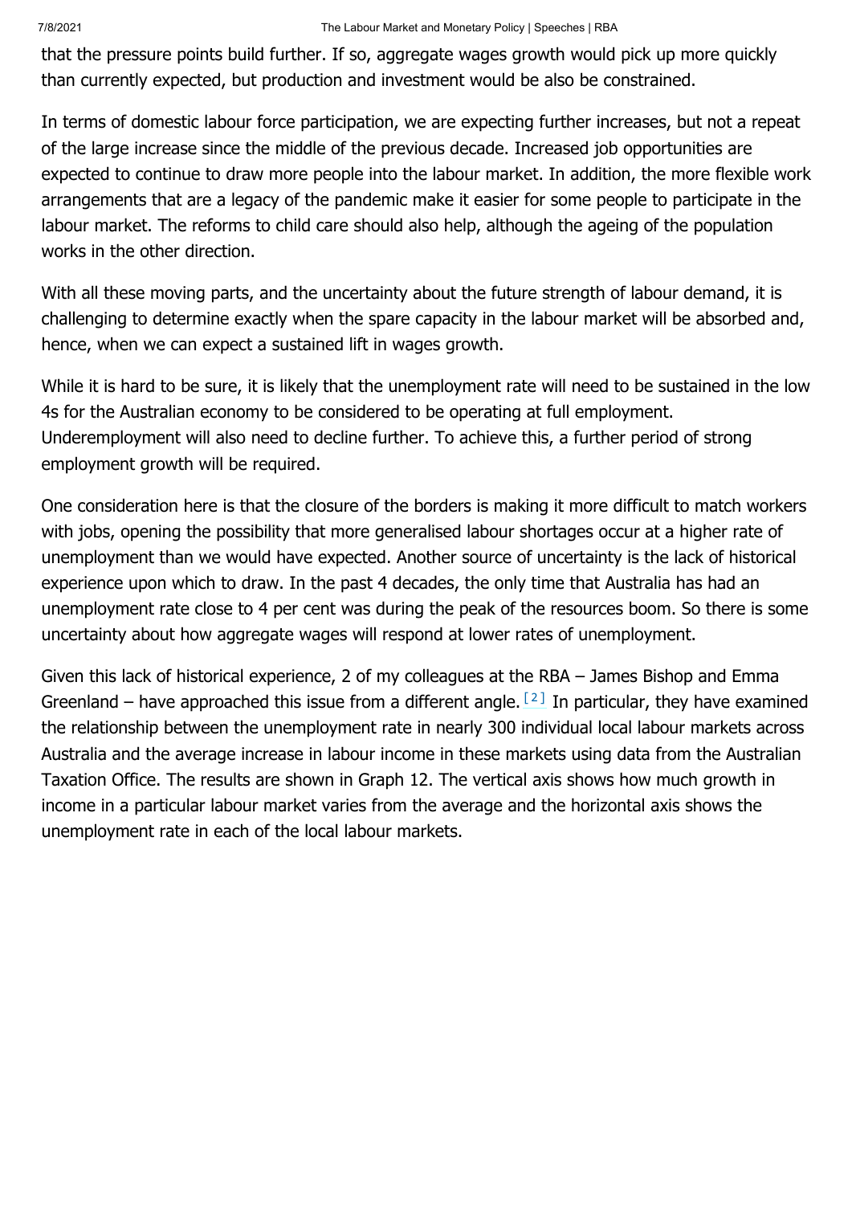that the pressure points build further. If so, aggregate wages growth would pick up more quickly than currently expected, but production and investment would be also be constrained.

In terms of domestic labour force participation, we are expecting further increases, but not a repeat of the large increase since the middle of the previous decade. Increased job opportunities are expected to continue to draw more people into the labour market. In addition, the more flexible work arrangements that are a legacy of the pandemic make it easier for some people to participate in the labour market. The reforms to child care should also help, although the ageing of the population works in the other direction.

With all these moving parts, and the uncertainty about the future strength of labour demand, it is challenging to determine exactly when the spare capacity in the labour market will be absorbed and, hence, when we can expect a sustained lift in wages growth.

While it is hard to be sure, it is likely that the unemployment rate will need to be sustained in the low 4s for the Australian economy to be considered to be operating at full employment. Underemployment will also need to decline further. To achieve this, a further period of strong employment growth will be required.

One consideration here is that the closure of the borders is making it more difficult to match workers with jobs, opening the possibility that more generalised labour shortages occur at a higher rate of unemployment than we would have expected. Another source of uncertainty is the lack of historical experience upon which to draw. In the past 4 decades, the only time that Australia has had an unemployment rate close to 4 per cent was during the peak of the resources boom. So there is some uncertainty about how aggregate wages will respond at lower rates of unemployment.

Given this lack of historical experience, 2 of my colleagues at the RBA – James Bishop and Emma Greenland – have approached this issue from a different angle. [2] In particular, they have examined the relationship between the unemployment rate in nearly 300 individual local labour markets across Australia and the average increase in labour income in these markets using data from the Australian Taxation Office. The results are shown in Graph 12. The vertical axis shows how much growth in income in a particular labour market varies from the average and the horizontal axis shows the unemployment rate in each of the local labour markets.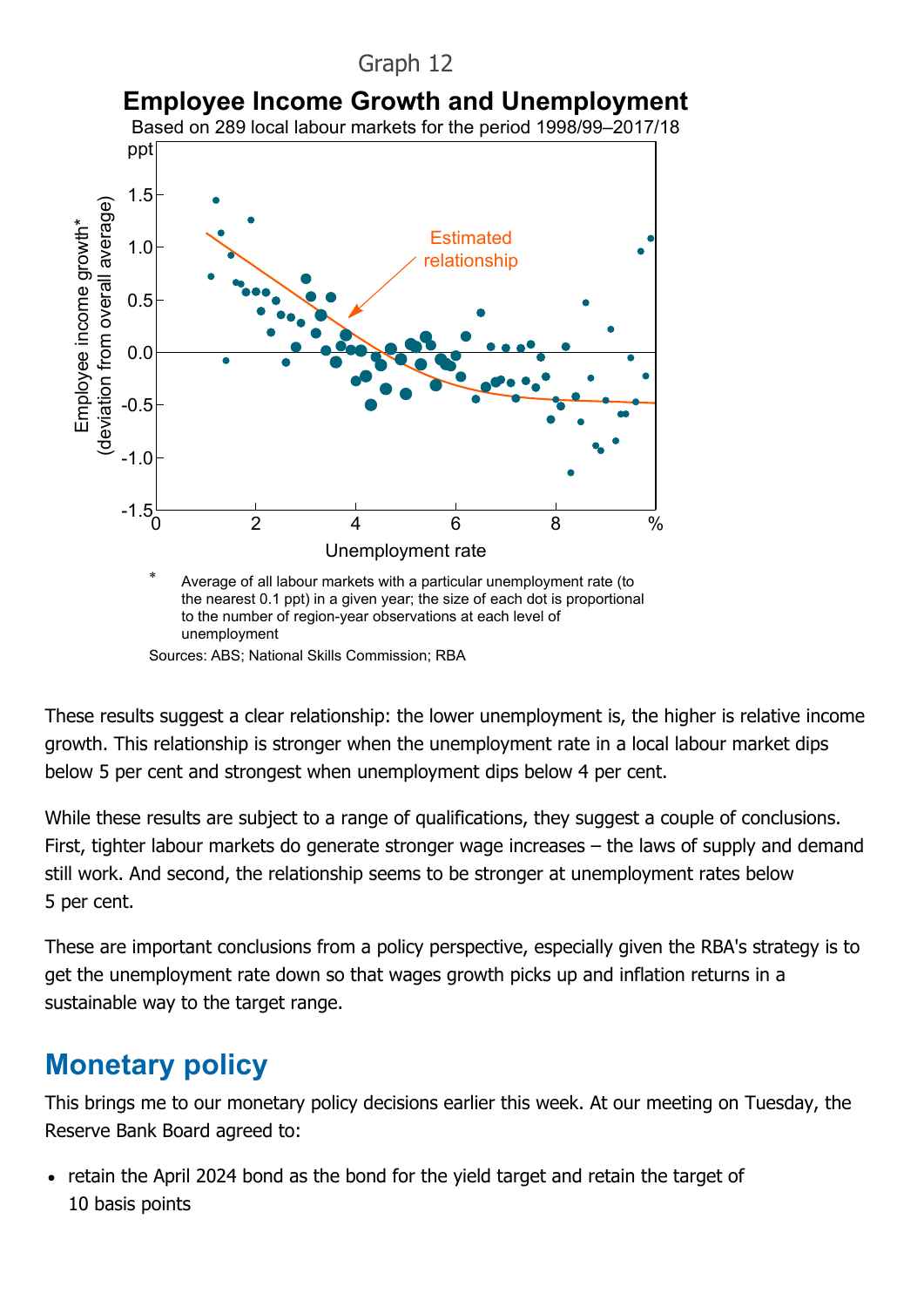Graph 12

**Employee Income Growth and Unemployment**

Based on 289 local labour markets for the period 1998/99–2017/18

\* Average of all labour markets with a particular unemployment rate (to the nearest 0.1 ppt) in a given year; the size of each dot is proportional to the number of region-year observations at each level of unemployment

Sources: ABS; National Skills Commission; RBA

These results suggest a clear relationship: the lower unemployment is, the higher is relative income growth. This relationship is stronger when the unemployment rate in a local labour market dips below 5 per cent and strongest when unemployment dips below 4 per cent.

While these results are subject to a range of qualifications, they suggest a couple of conclusions. First, tighter labour markets do generate stronger wage increases – the laws of supply and demand still work. And second, the relationship seems to be stronger at unemployment rates below 5 per cent.

These are important conclusions from a policy perspective, especially given the RBA's strategy is to get the unemployment rate down so that wages growth picks up and inflation returns in a sustainable way to the target range.

## Monetary policy

This brings me to our monetary policy decisions earlier this week. At our meeting on Tuesday, the Reserve Bank Board agreed to:

- retain the April 2024 bond as the bond for the yield target and retain the target of 10 basis points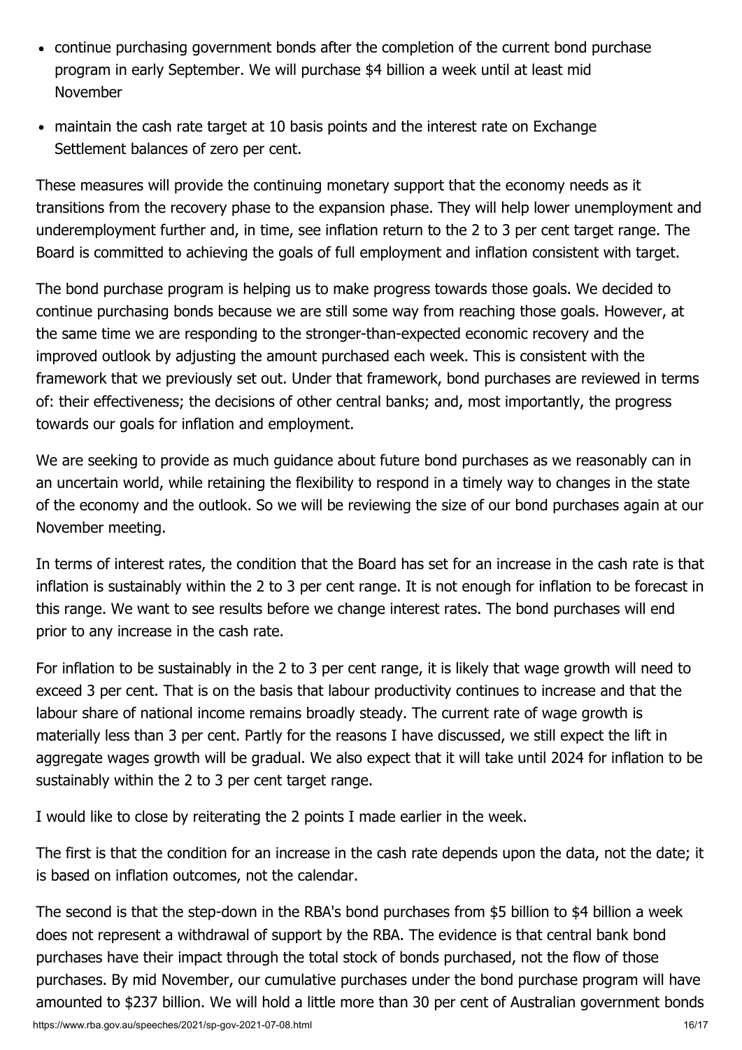- continue purchasing government bonds after the completion of the current bond purchase program in early September. We will purchase $4 billion a week until at least mid November
- maintain the cash rate target at 10 basis points and the interest rate on Exchange Settlement balances of zero per cent.

These measures will provide the continuing monetary support that the economy needs as it transitions from the recovery phase to the expansion phase. They will help lower unemployment and underemployment further and, in time, see inflation return to the 2 to 3 per cent target range. The Board is committed to achieving the goals of full employment and inflation consistent with target.

The bond purchase program is helping us to make progress towards those goals. We decided to continue purchasing bonds because we are still some way from reaching those goals. However, at the same time we are responding to the stronger-than-expected economic recovery and the improved outlook by adjusting the amount purchased each week. This is consistent with the framework that we previously set out. Under that framework, bond purchases are reviewed in terms of: their effectiveness; the decisions of other central banks; and, most importantly, the progress towards our goals for inflation and employment.

We are seeking to provide as much guidance about future bond purchases as we reasonably can in an uncertain world, while retaining the flexibility to respond in a timely way to changes in the state of the economy and the outlook. So we will be reviewing the size of our bond purchases again at our November meeting.

In terms of interest rates, the condition that the Board has set for an increase in the cash rate is that inflation is sustainably within the 2 to 3 per cent range. It is not enough for inflation to be forecast in this range. We want to see results before we change interest rates. The bond purchases will end prior to any increase in the cash rate.

For inflation to be sustainably in the 2 to 3 per cent range, it is likely that wage growth will need to exceed 3 per cent. That is on the basis that labour productivity continues to increase and that the labour share of national income remains broadly steady. The current rate of wage growth is materially less than 3 per cent. Partly for the reasons I have discussed, we still expect the lift in aggregate wages growth will be gradual. We also expect that it will take until 2024 for inflation to be sustainably within the 2 to 3 per cent target range.

I would like to close by reiterating the 2 points I made earlier in the week.

The first is that the condition for an increase in the cash rate depends upon the data, not the date; it is based on inflation outcomes, not the calendar.

The second is that the step-down in the RBA's bond purchases from $5 billion to $4 billion a week does not represent a withdrawal of support by the RBA. The evidence is that central bank bond purchases have their impact through the total stock of bonds purchased, not the flow of those purchases. By mid November, our cumulative purchases under the bond purchase program will have amounted to $237 billion. We will hold a little more than 30 per cent of Australian government bonds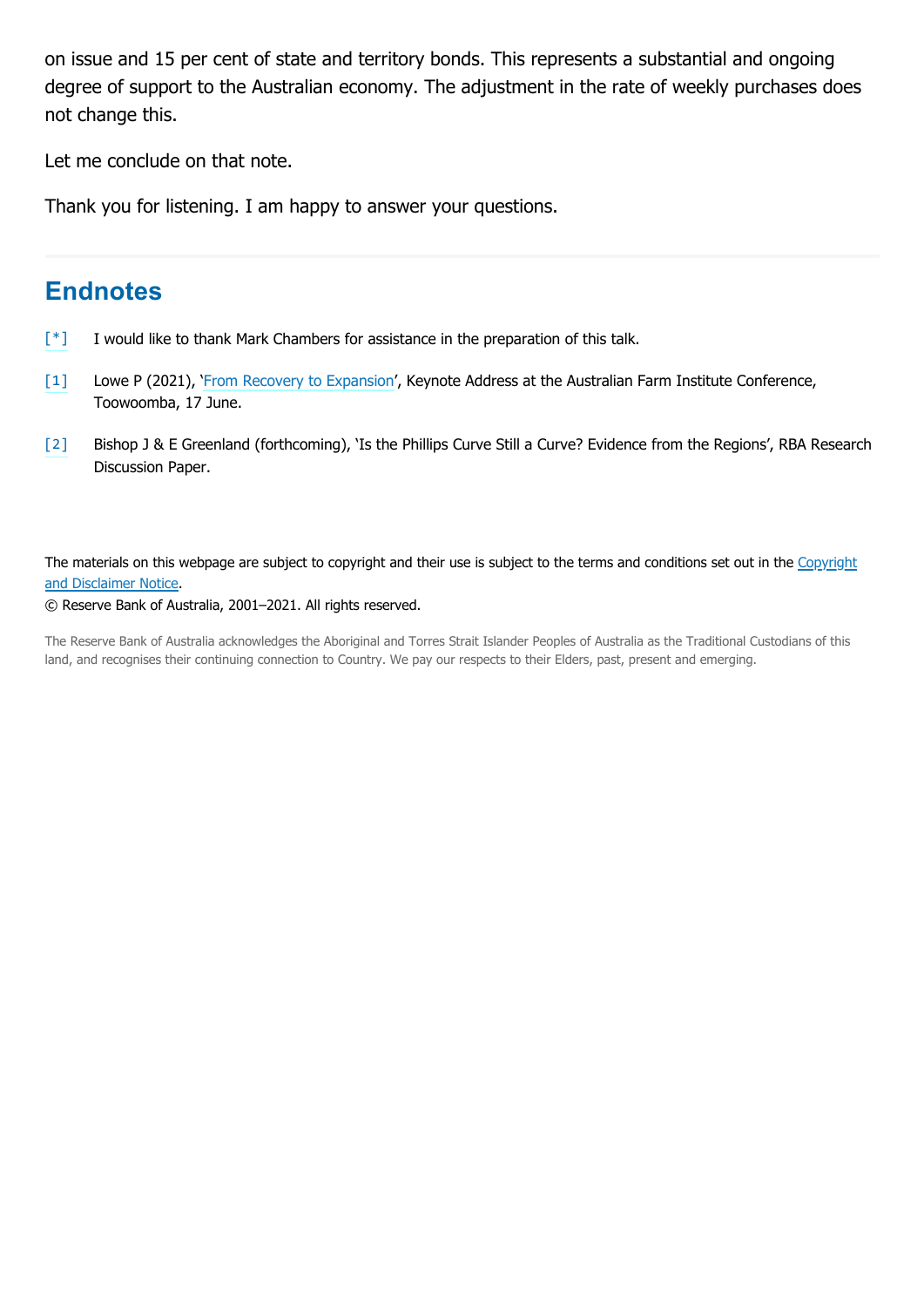on issue and 15 per cent of state and territory bonds. This represents a substantial and ongoing degree of support to the Australian economy. The adjustment in the rate of weekly purchases does not change this.

Let me conclude on that note.

Thank you for listening. I am happy to answer your questions.

## Endnotes

[*] I would like to thank Mark Chambers for assistance in the preparation of this talk.

[1] Lowe P (2021), 'From Recovery to Expansion', Keynote Address at the Australian Farm Institute Conference, Toowoomba, 17 June.

[2] Bishop J & E Greenland (forthcoming), 'Is the Phillips Curve Still a Curve? Evidence from the Regions', RBA Research Discussion Paper.

The materials on this webpage are subject to copyright and their use is subject to the terms and conditions set out in the Copyright and Disclaimer Notice.

© Reserve Bank of Australia, 2001–2021. All rights reserved.

The Reserve Bank of Australia acknowledges the Aboriginal and Torres Strait Islander Peoples of Australia as the Traditional Custodians of this land, and recognises their continuing connection to Country. We pay our respects to their Elders, past, present and emerging.